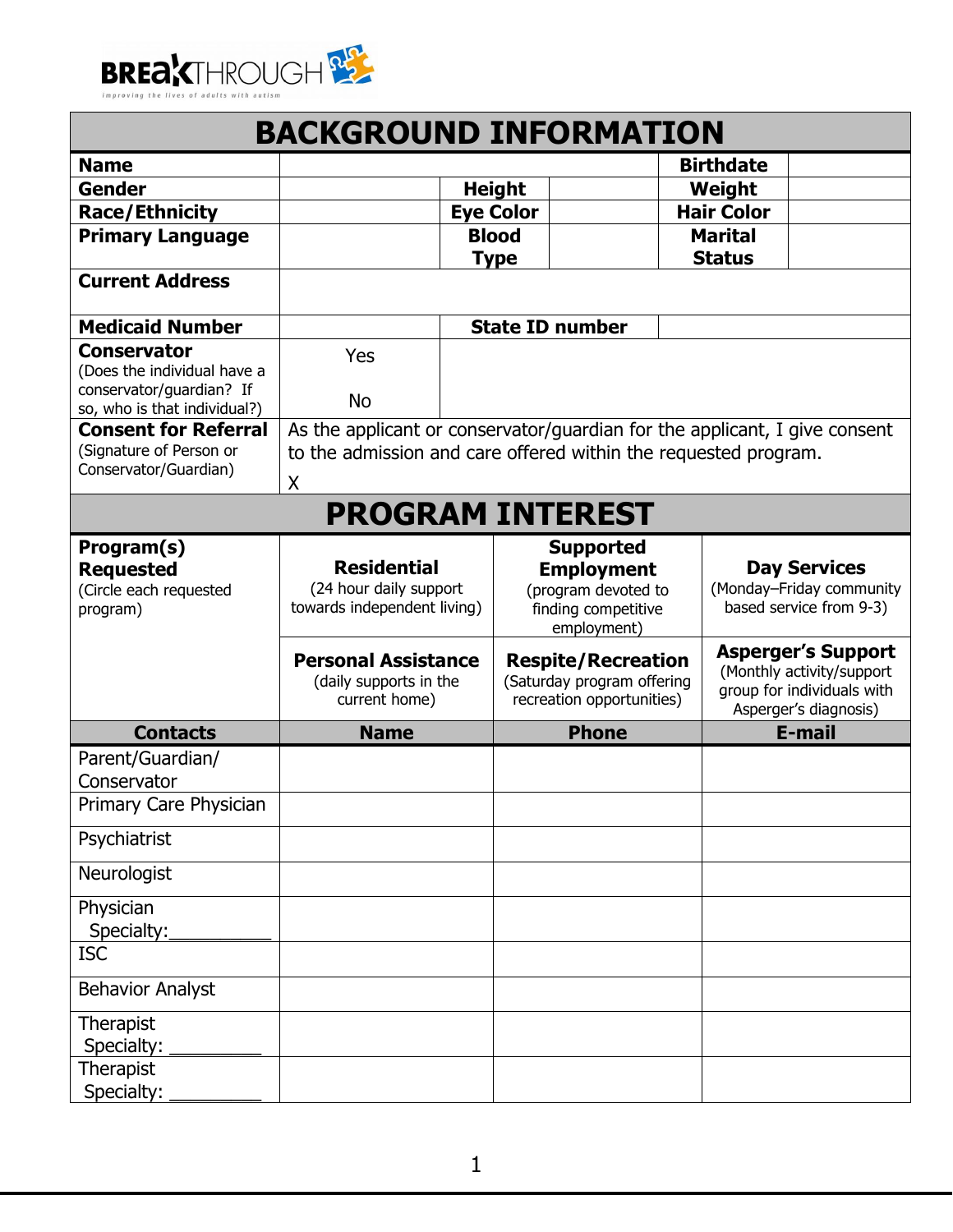BREAKTHROUGH

improving the lives of adults with autism

## BACKGROUND INFORMATION

| | | | | | |
|---|---|---|---|---|---|
| **Name** | | | | **Birthdate** | |
| **Gender** | | **Height** | | **Weight** | |
| **Race/Ethnicity** | | **Eye Color** | | **Hair Color** | |
| **Primary Language** | | **Blood Type** | | **Marital Status** | |
| **Current Address** | | | | | |
| **Medicaid Number** | | **State ID number** | | | |
| **Conservator** (Does the individual have a conservator/guardian? If so, who is that individual?) | Yes<br>No | | | | |
| **Consent for Referral** (Signature of Person or Conservator/Guardian) | As the applicant or conservator/guardian for the applicant, I give consent to the admission and care offered within the requested program.<br>X | | | | |

## PROGRAM INTEREST

| | | | |
|---|---|---|---|
| **Program(s) Requested** (Circle each requested program) | **Residential** (24 hour daily support towards independent living) | **Supported Employment** (program devoted to finding competitive employment) | **Day Services** (Monday–Friday community based service from 9-3) |
| | **Personal Assistance** (daily supports in the current home) | **Respite/Recreation** (Saturday program offering recreation opportunities) | **Asperger's Support** (Monthly activity/support group for individuals with Asperger's diagnosis) |

| **Contacts** | **Name** | **Phone** | **E-mail** |
|---|---|---|---|
| Parent/Guardian/ Conservator | | | |
| Primary Care Physician | | | |
| Psychiatrist | | | |
| Neurologist | | | |
| Physician Specialty:__________ | | | |
| ISC | | | |
| Behavior Analyst | | | |
| Therapist Specialty: _________ | | | |
| Therapist Specialty: _________ | | | |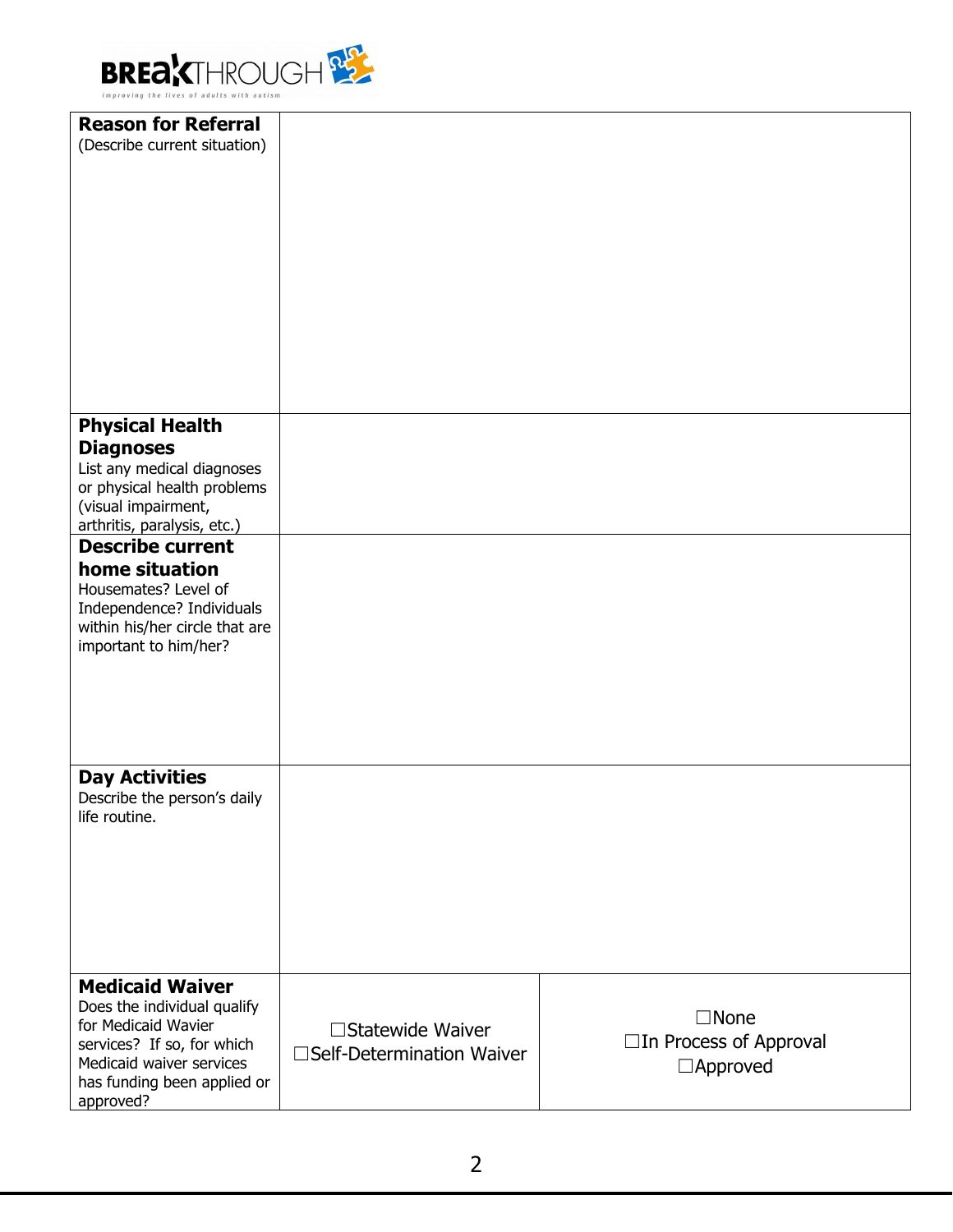| | | |
|---|---|---|
| **Reason for Referral**<br>(Describe current situation) | | |
| **Physical Health Diagnoses**<br>List any medical diagnoses or physical health problems (visual impairment, arthritis, paralysis, etc.) | | |
| **Describe current home situation**<br>Housemates? Level of Independence? Individuals within his/her circle that are important to him/her? | | |
| **Day Activities**<br>Describe the person's daily life routine. | | |
| **Medicaid Waiver**<br>Does the individual qualify for Medicaid Wavier services? If so, for which Medicaid waiver services has funding been applied or approved? | ☐Statewide Waiver<br>☐Self-Determination Waiver | ☐None<br>☐In Process of Approval<br>☐Approved |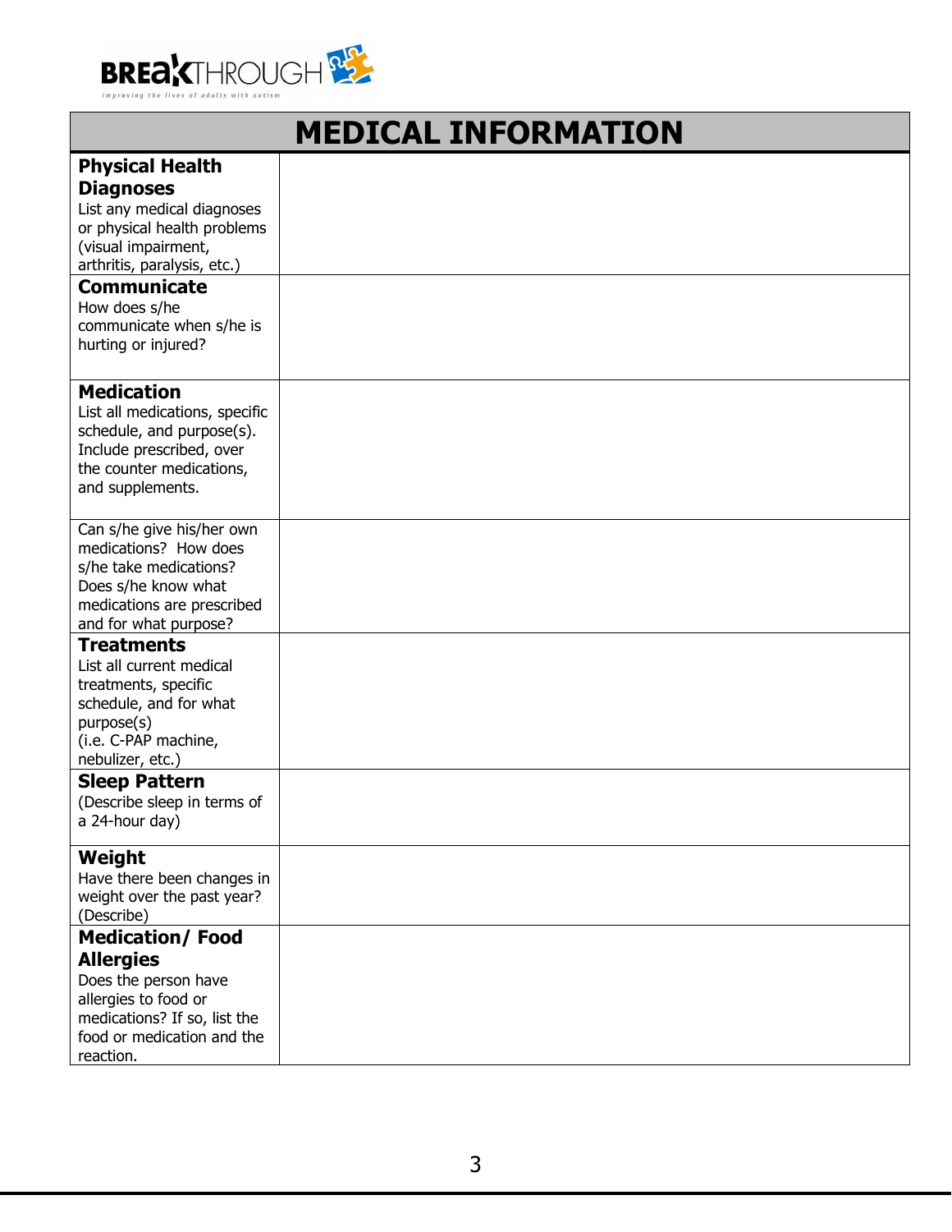BREAKTHROUGH

improving the lives of adults with autism

| MEDICAL INFORMATION | |
|---|---|
| **Physical Health Diagnoses** List any medical diagnoses or physical health problems (visual impairment, arthritis, paralysis, etc.) | |
| **Communicate** How does s/he communicate when s/he is hurting or injured? | |
| **Medication** List all medications, specific schedule, and purpose(s). Include prescribed, over the counter medications, and supplements. | |
| Can s/he give his/her own medications? How does s/he take medications? Does s/he know what medications are prescribed and for what purpose? | |
| **Treatments** List all current medical treatments, specific schedule, and for what purpose(s) (i.e. C-PAP machine, nebulizer, etc.) | |
| **Sleep Pattern** (Describe sleep in terms of a 24-hour day) | |
| **Weight** Have there been changes in weight over the past year? (Describe) | |
| **Medication/ Food Allergies** Does the person have allergies to food or medications? If so, list the food or medication and the reaction. | |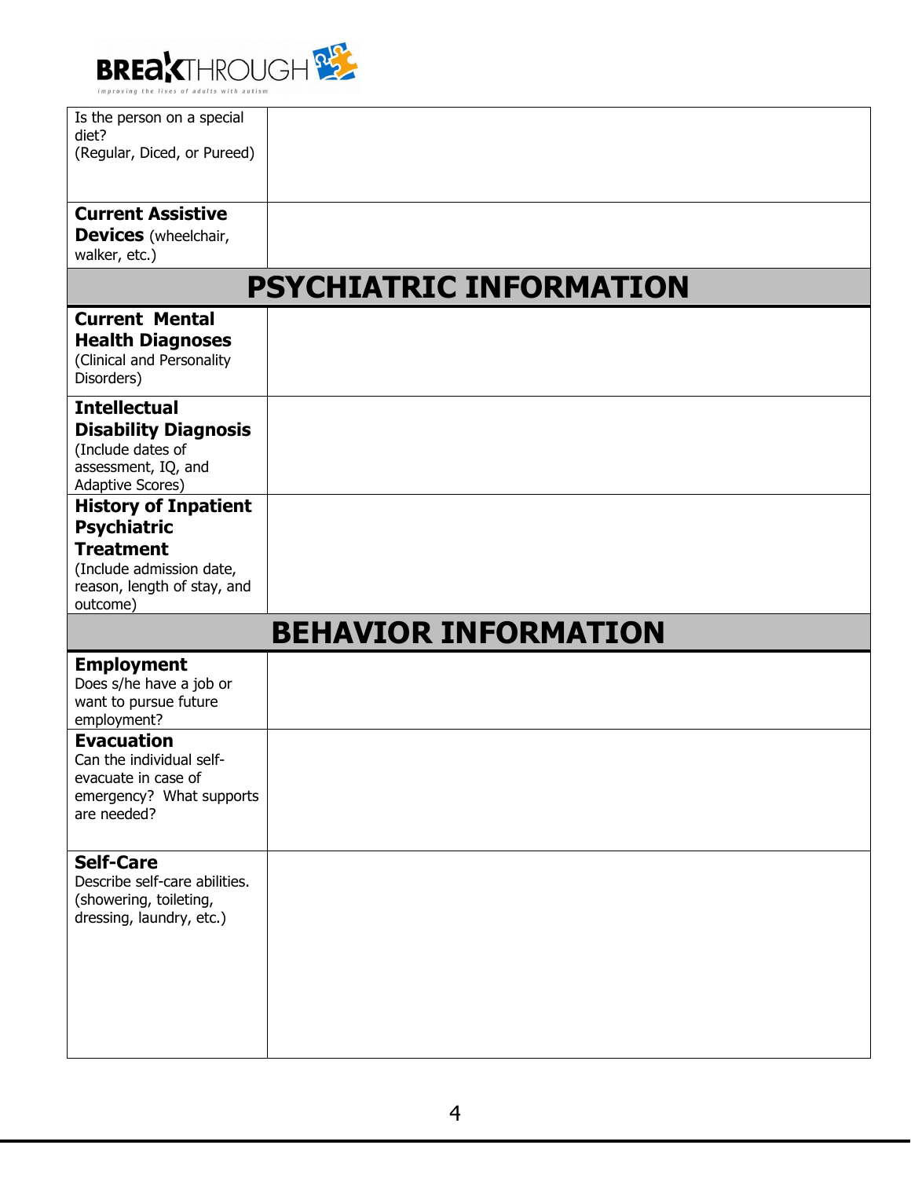| | |
|---|---|
| Is the person on a special diet? (Regular, Diced, or Pureed) | |
| **Current Assistive Devices** (wheelchair, walker, etc.) | |

## PSYCHIATRIC INFORMATION

| | |
|---|---|
| **Current Mental Health Diagnoses** (Clinical and Personality Disorders) | |
| **Intellectual Disability Diagnosis** (Include dates of assessment, IQ, and Adaptive Scores) | |
| **History of Inpatient Psychiatric Treatment** (Include admission date, reason, length of stay, and outcome) | |

## BEHAVIOR INFORMATION

| | |
|---|---|
| **Employment** Does s/he have a job or want to pursue future employment? | |
| **Evacuation** Can the individual self-evacuate in case of emergency? What supports are needed? | |
| **Self-Care** Describe self-care abilities. (showering, toileting, dressing, laundry, etc.) | |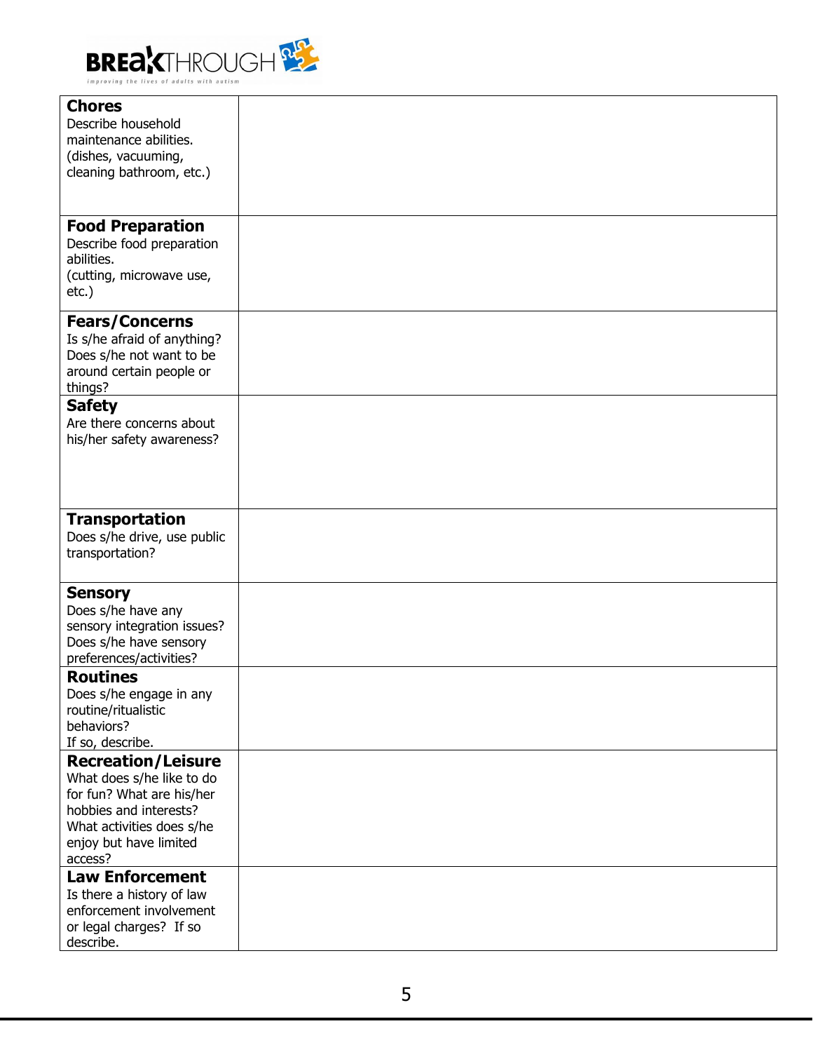| | |
|---|---|
| **Chores**<br>Describe household maintenance abilities. (dishes, vacuuming, cleaning bathroom, etc.) | |
| **Food Preparation**<br>Describe food preparation abilities. (cutting, microwave use, etc.) | |
| **Fears/Concerns**<br>Is s/he afraid of anything? Does s/he not want to be around certain people or things? | |
| **Safety**<br>Are there concerns about his/her safety awareness? | |
| **Transportation**<br>Does s/he drive, use public transportation? | |
| **Sensory**<br>Does s/he have any sensory integration issues? Does s/he have sensory preferences/activities? | |
| **Routines**<br>Does s/he engage in any routine/ritualistic behaviors? If so, describe. | |
| **Recreation/Leisure**<br>What does s/he like to do for fun? What are his/her hobbies and interests? What activities does s/he enjoy but have limited access? | |
| **Law Enforcement**<br>Is there a history of law enforcement involvement or legal charges? If so describe. | |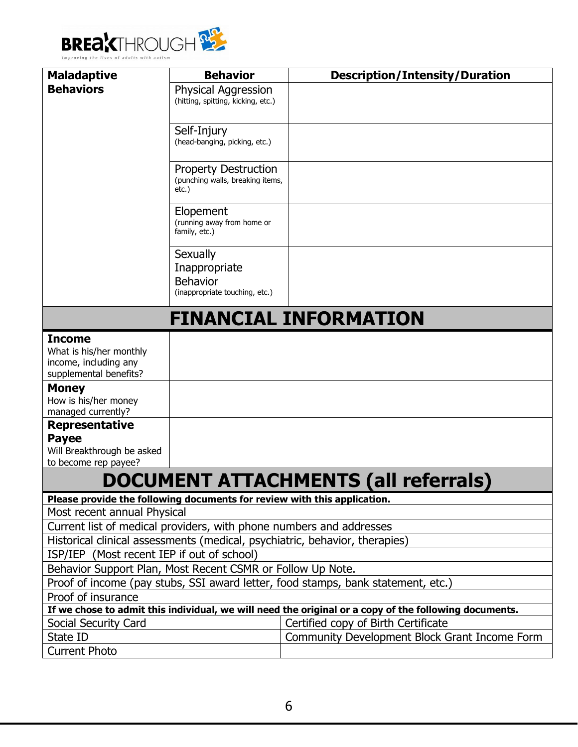| Maladaptive Behaviors | Behavior | Description/Intensity/Duration |
|---|---|---|
| | Physical Aggression (hitting, spitting, kicking, etc.) | |
| | Self-Injury (head-banging, picking, etc.) | |
| | Property Destruction (punching walls, breaking items, etc.) | |
| | Elopement (running away from home or family, etc.) | |
| | Sexually Inappropriate Behavior (inappropriate touching, etc.) | |

## FINANCIAL INFORMATION

| | |
|---|---|
| **Income** What is his/her monthly income, including any supplemental benefits? | |
| **Money** How is his/her money managed currently? | |
| **Representative Payee** Will Breakthrough be asked to become rep payee? | |

## DOCUMENT ATTACHMENTS (all referrals)

**Please provide the following documents for review with this application.**

- Most recent annual Physical
- Current list of medical providers, with phone numbers and addresses
- Historical clinical assessments (medical, psychiatric, behavior, therapies)
- ISP/IEP (Most recent IEP if out of school)
- Behavior Support Plan, Most Recent CSMR or Follow Up Note.
- Proof of income (pay stubs, SSI award letter, food stamps, bank statement, etc.)
- Proof of insurance

**If we chose to admit this individual, we will need the original or a copy of the following documents.**

| | |
|---|---|
| Social Security Card | Certified copy of Birth Certificate |
| State ID | Community Development Block Grant Income Form |
| Current Photo | |